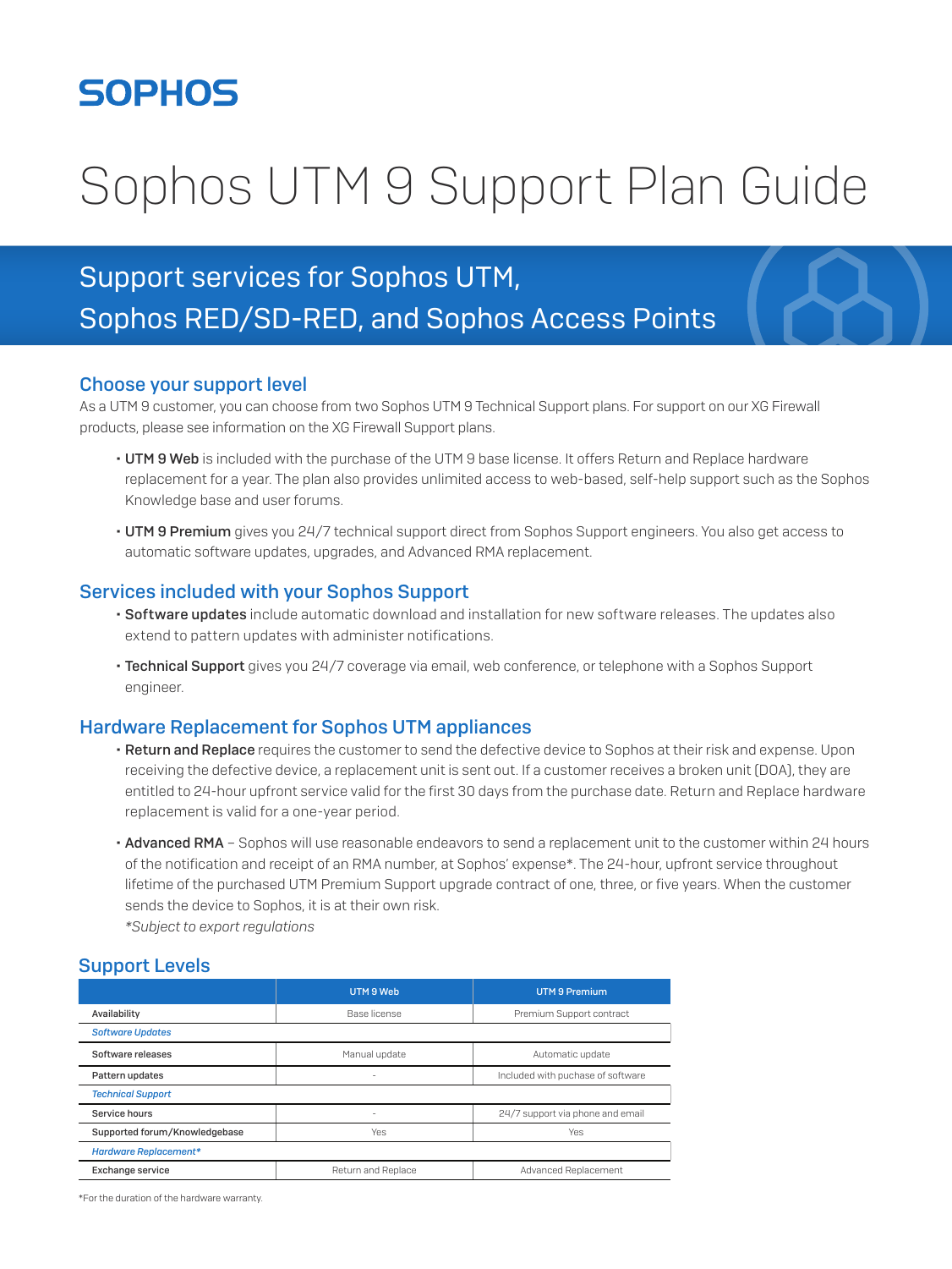SOPHOS

# Sophos UTM 9 Support Plan Guide

## Support services for Sophos UTM, Sophos RED/SD-RED, and Sophos Access Points

### Choose your support level

As a UTM 9 customer, you can choose from two Sophos UTM 9 Technical Support plans. For support on our XG Firewall products, please see information on the XG Firewall Support plans.

- **UTM 9 Web** is included with the purchase of the UTM 9 base license. It offers Return and Replace hardware replacement for a year. The plan also provides unlimited access to web-based, self-help support such as the Sophos Knowledge base and user forums.
- **UTM 9 Premium** gives you 24/7 technical support direct from Sophos Support engineers. You also get access to automatic software updates, upgrades, and Advanced RMA replacement.

### Services included with your Sophos Support

- **Software updates** include automatic download and installation for new software releases. The updates also extend to pattern updates with administer notifications.
- **Technical Support** gives you 24/7 coverage via email, web conference, or telephone with a Sophos Support engineer.

### Hardware Replacement for Sophos UTM appliances

- **Return and Replace** requires the customer to send the defective device to Sophos at their risk and expense. Upon receiving the defective device, a replacement unit is sent out. If a customer receives a broken unit (DOA), they are entitled to 24-hour upfront service valid for the first 30 days from the purchase date. Return and Replace hardware replacement is valid for a one-year period.
- **Advanced RMA** – Sophos will use reasonable endeavors to send a replacement unit to the customer within 24 hours of the notification and receipt of an RMA number, at Sophos' expense*. The 24-hour, upfront service throughout lifetime of the purchased UTM Premium Support upgrade contract of one, three, or five years. When the customer sends the device to Sophos, it is at their own risk.
  *\*Subject to export regulations*

### Support Levels

| | UTM 9 Web | UTM 9 Premium |
|---|---|---|
| Availability | Base license | Premium Support contract |
| *Software Updates* | | |
| Software releases | Manual update | Automatic update |
| Pattern updates | - | Included with puchase of software |
| *Technical Support* | | |
| Service hours | - | 24/7 support via phone and email |
| Supported forum/Knowledgebase | Yes | Yes |
| *Hardware Replacement\** | | |
| Exchange service | Return and Replace | Advanced Replacement |

*For the duration of the hardware warranty.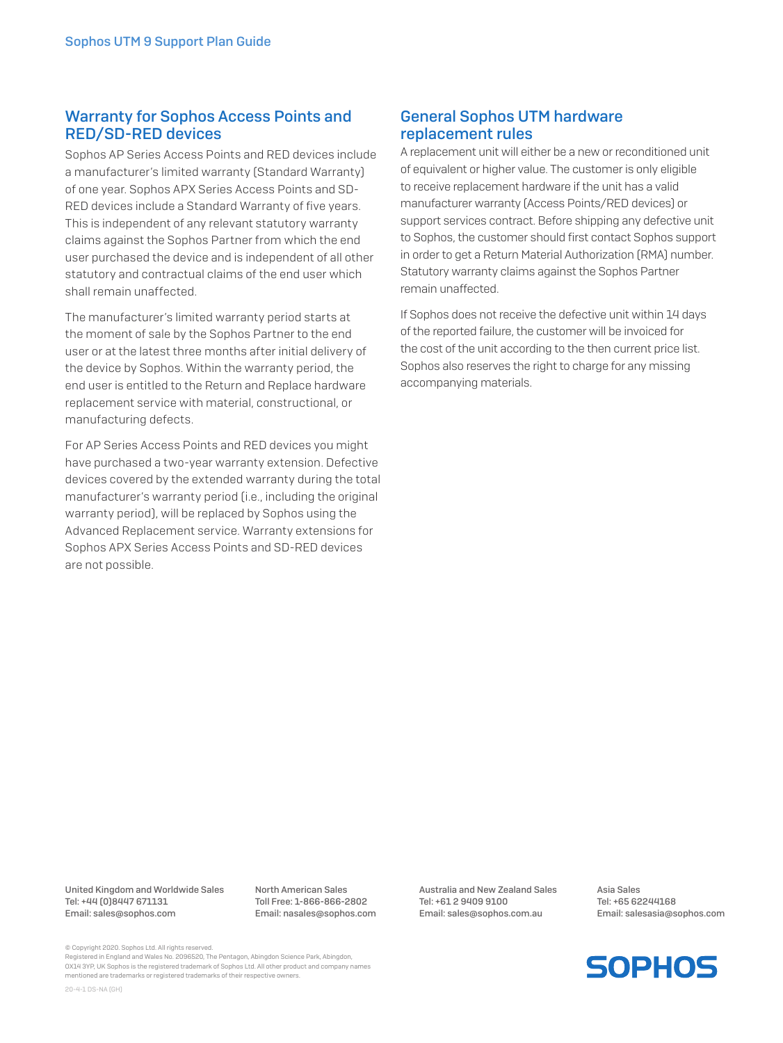## Warranty for Sophos Access Points and RED/SD-RED devices

Sophos AP Series Access Points and RED devices include a manufacturer's limited warranty (Standard Warranty) of one year. Sophos APX Series Access Points and SD-RED devices include a Standard Warranty of five years. This is independent of any relevant statutory warranty claims against the Sophos Partner from which the end user purchased the device and is independent of all other statutory and contractual claims of the end user which shall remain unaffected.

The manufacturer's limited warranty period starts at the moment of sale by the Sophos Partner to the end user or at the latest three months after initial delivery of the device by Sophos. Within the warranty period, the end user is entitled to the Return and Replace hardware replacement service with material, constructional, or manufacturing defects.

For AP Series Access Points and RED devices you might have purchased a two-year warranty extension. Defective devices covered by the extended warranty during the total manufacturer's warranty period (i.e., including the original warranty period), will be replaced by Sophos using the Advanced Replacement service. Warranty extensions for Sophos APX Series Access Points and SD-RED devices are not possible.

## General Sophos UTM hardware replacement rules

A replacement unit will either be a new or reconditioned unit of equivalent or higher value. The customer is only eligible to receive replacement hardware if the unit has a valid manufacturer warranty (Access Points/RED devices) or support services contract. Before shipping any defective unit to Sophos, the customer should first contact Sophos support in order to get a Return Material Authorization (RMA) number. Statutory warranty claims against the Sophos Partner remain unaffected.

If Sophos does not receive the defective unit within 14 days of the reported failure, the customer will be invoiced for the cost of the unit according to the then current price list. Sophos also reserves the right to charge for any missing accompanying materials.

United Kingdom and Worldwide Sales
Tel: +44 (0)8447 671131
Email: sales@sophos.com

North American Sales
Toll Free: 1-866-866-2802
Email: nasales@sophos.com

Australia and New Zealand Sales
Tel: +61 2 9409 9100
Email: sales@sophos.com.au

Asia Sales
Tel: +65 62244168
Email: salesasia@sophos.com

© Copyright 2020. Sophos Ltd. All rights reserved.
Registered in England and Wales No. 2096520, The Pentagon, Abingdon Science Park, Abingdon, OX14 3YP, UK Sophos is the registered trademark of Sophos Ltd. All other product and company names mentioned are trademarks or registered trademarks of their respective owners.

20-4-1 DS-NA (GH)